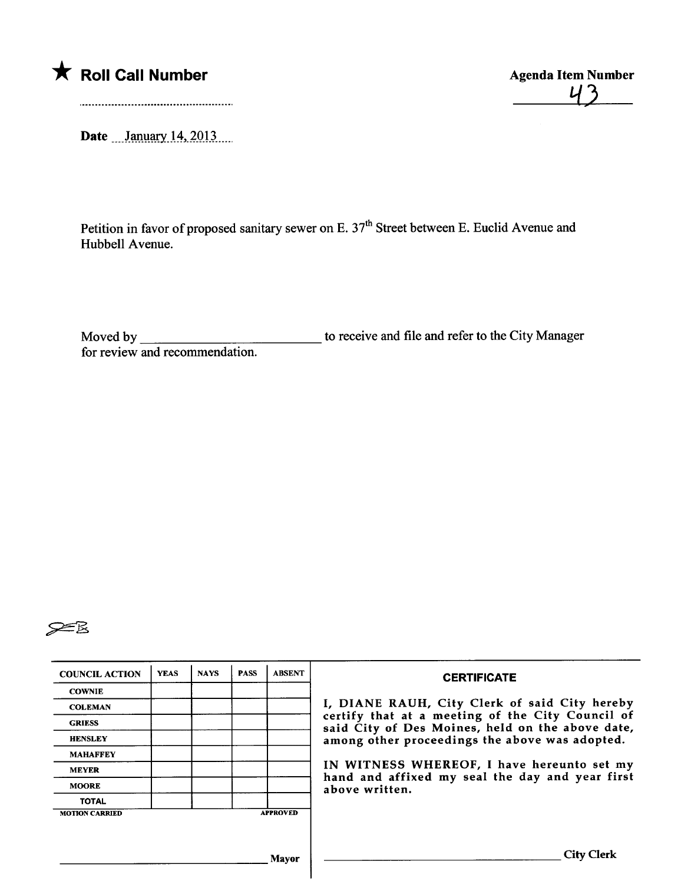★ **Roll Call Number**

..................................................

**Agenda Item Number**

43

**Date** January 14, 2013

Petition in favor of proposed sanitary sewer on E. 37th Street between E. Euclid Avenue and Hubbell Avenue.

Moved by ____________________________ to receive and file and refer to the City Manager for review and recommendation.

JEB

| COUNCIL ACTION | YEAS | NAYS | PASS | ABSENT |
|---|---|---|---|---|
| COWNIE | | | | |
| COLEMAN | | | | |
| GRIESS | | | | |
| HENSLEY | | | | |
| MAHAFFEY | | | | |
| MEYER | | | | |
| MOORE | | | | |
| TOTAL | | | | |

MOTION CARRIED APPROVED

______________________________ Mayor

**CERTIFICATE**

I, DIANE RAUH, City Clerk of said City hereby certify that at a meeting of the City Council of said City of Des Moines, held on the above date, among other proceedings the above was adopted.

IN WITNESS WHEREOF, I have hereunto set my hand and affixed my seal the day and year first above written.

______________________________ City Clerk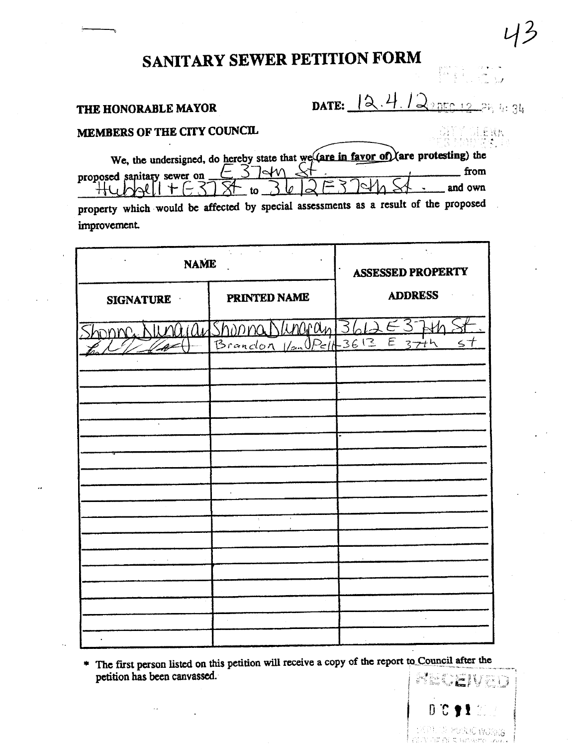43

# SANITARY SEWER PETITION FORM

**THE HONORABLE MAYOR** **DATE:** 12.4.12

**MEMBERS OF THE CITY COUNCIL**

We, the undersigned, do hereby state that we (**are in favor of**) (**are protesting**) the proposed sanitary sewer on E 37th St. from Hubbell + E 37 St to 3612 E 37th St. and own property which would be affected by special assessments as a result of the proposed improvement.

| NAME | | ASSESSED PROPERTY ADDRESS |
|---|---|---|
| **SIGNATURE** | **PRINTED NAME** | |
| Shonna Dunagan | Shonna Dunagan | 3612 E 37th St. |
| [signature] | Brandon Van Pelt | 3613 E 37th st |
| | | |
| | | |
| | | |
| | | |
| | | |
| | | |
| | | |
| | | |
| | | |
| | | |
| | | |
| | | |
| | | |
| | | |
| | | |
| | | |
| | | |
| | | |
| | | |

\* The first person listed on this petition will receive a copy of the report to Council after the petition has been canvassed.

FILED DEC 12 2012

RECEIVED DEC 11 2012